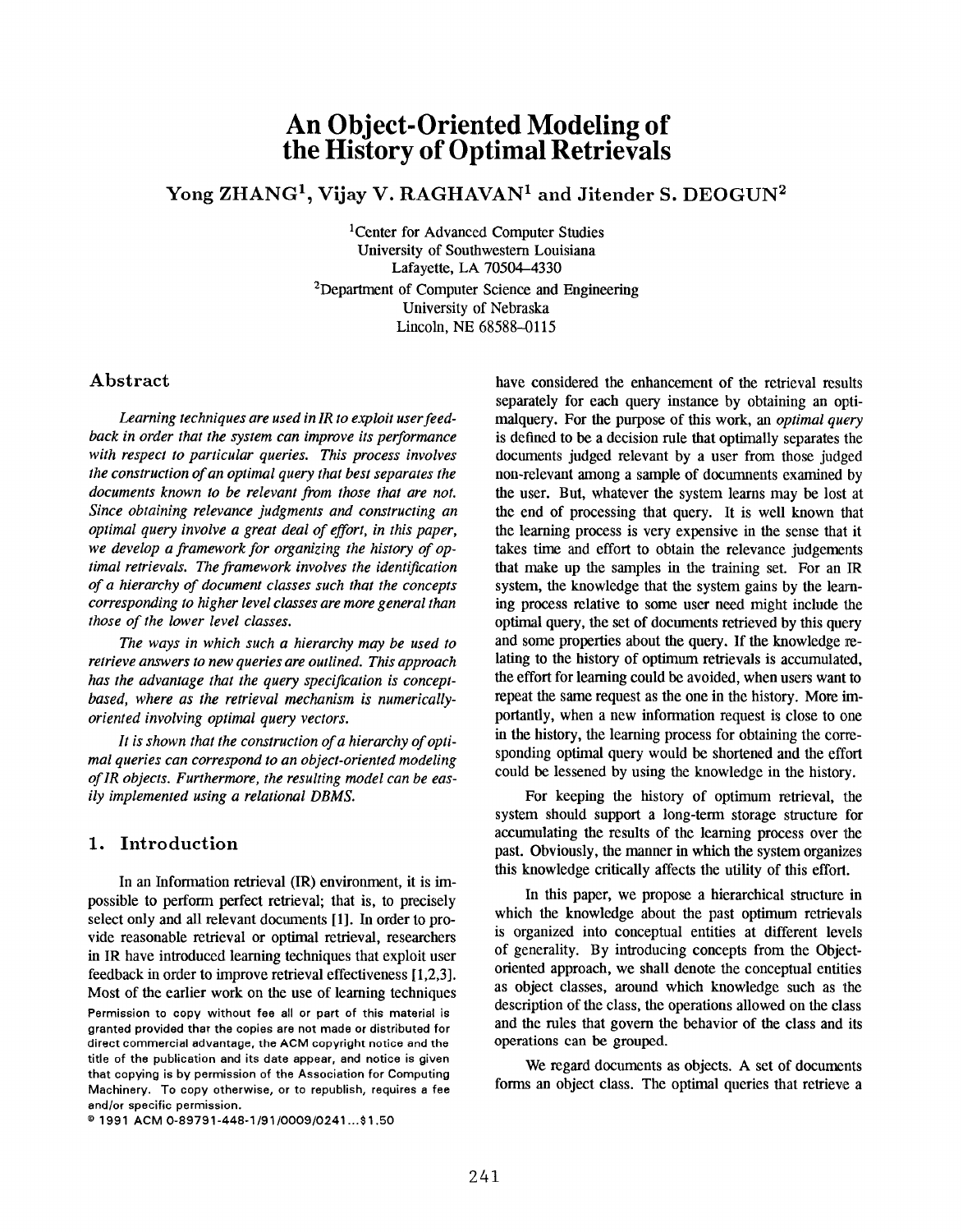# An Object-Oriented Modeling of the History of Optimal Retrievals

**Yong ZHANG[1], Vijay V. RAGHAVAN[1] and Jitender S. DEOGUN[2]**

[1]Center for Advanced Computer Studies
University of Southwestern Louisiana
Lafayette, LA 70504–4330

[2]Department of Computer Science and Engineering
University of Nebraska
Lincoln, NE 68588–0115

## Abstract

*Learning techniques are used in IR to exploit user feedback in order that the system can improve its performance with respect to particular queries. This process involves the construction of an optimal query that best separates the documents known to be relevant from those that are not. Since obtaining relevance judgments and constructing an optimal query involve a great deal of effort, in this paper, we develop a framework for organizing the history of optimal retrievals. The framework involves the identification of a hierarchy of document classes such that the concepts corresponding to higher level classes are more general than those of the lower level classes.*

*The ways in which such a hierarchy may be used to retrieve answers to new queries are outlined. This approach has the advantage that the query specification is concept-based, where as the retrieval mechanism is numerically-oriented involving optimal query vectors.*

*It is shown that the construction of a hierarchy of optimal queries can correspond to an object-oriented modeling of IR objects. Furthermore, the resulting model can be easily implemented using a relational DBMS.*

## 1. Introduction

In an Information retrieval (IR) environment, it is impossible to perform perfect retrieval; that is, to precisely select only and all relevant documents [1]. In order to provide reasonable retrieval or optimal retrieval, researchers in IR have introduced learning techniques that exploit user feedback in order to improve retrieval effectiveness [1,2,3]. Most of the earlier work on the use of learning techniques have considered the enhancement of the retrieval results separately for each query instance by obtaining an optimalquery. For the purpose of this work, an *optimal query* is defined to be a decision rule that optimally separates the documents judged relevant by a user from those judged non-relevant among a sample of documents examined by the user. But, whatever the system learns may be lost at the end of processing that query. It is well known that the learning process is very expensive in the sense that it takes time and effort to obtain the relevance judgements that make up the samples in the training set. For an IR system, the knowledge that the system gains by the learning process relative to some user need might include the optimal query, the set of documents retrieved by this query and some properties about the query. If the knowledge relating to the history of optimum retrievals is accumulated, the effort for learning could be avoided, when users want to repeat the same request as the one in the history. More importantly, when a new information request is close to one in the history, the learning process for obtaining the corresponding optimal query would be shortened and the effort could be lessened by using the knowledge in the history.

For keeping the history of optimum retrieval, the system should support a long-term storage structure for accumulating the results of the learning process over the past. Obviously, the manner in which the system organizes this knowledge critically affects the utility of this effort.

In this paper, we propose a hierarchical structure in which the knowledge about the past optimum retrievals is organized into conceptual entities at different levels of generality. By introducing concepts from the Object-oriented approach, we shall denote the conceptual entities as object classes, around which knowledge such as the description of the class, the operations allowed on the class and the rules that govern the behavior of the class and its operations can be grouped.

We regard documents as objects. A set of documents forms an object class. The optimal queries that retrieve a

Permission to copy without fee all or part of this material is granted provided that the copies are not made or distributed for direct commercial advantage, the ACM copyright notice and the title of the publication and its date appear, and notice is given that copying is by permission of the Association for Computing Machinery. To copy otherwise, or to republish, requires a fee and/or specific permission.

© 1991 ACM 0-89791-448-1/91/0009/0241...$1.50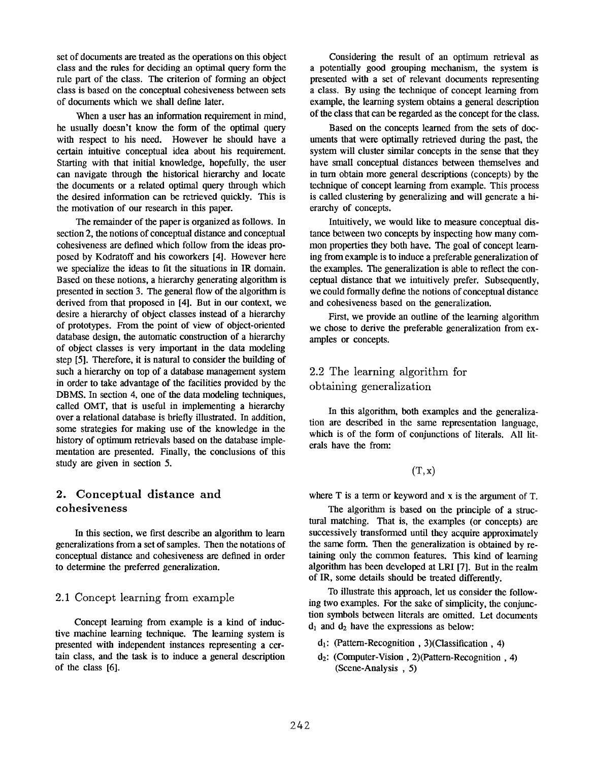set of documents are treated as the operations on this object class and the rules for deciding an optimal query form the rule part of the class. The criterion of forming an object class is based on the conceptual cohesiveness between sets of documents which we shall define later.

When a user has an information requirement in mind, he usually doesn't know the form of the optimal query with respect to his need. However he should have a certain intuitive conceptual idea about his requirement. Starting with that initial knowledge, hopefully, the user can navigate through the historical hierarchy and locate the documents or a related optimal query through which the desired information can be retrieved quickly. This is the motivation of our research in this paper.

The remainder of the paper is organized as follows. In section 2, the notions of conceptual distance and conceptual cohesiveness are defined which follow from the ideas proposed by Kodratoff and his coworkers [4]. However here we specialize the ideas to fit the situations in IR domain. Based on these notions, a hierarchy generating algorithm is presented in section 3. The general flow of the algorithm is derived from that proposed in [4]. But in our context, we desire a hierarchy of object classes instead of a hierarchy of prototypes. From the point of view of object-oriented database design, the automatic construction of a hierarchy of object classes is very important in the data modeling step [5]. Therefore, it is natural to consider the building of such a hierarchy on top of a database management system in order to take advantage of the facilities provided by the DBMS. In section 4, one of the data modeling techniques, called OMT, that is useful in implementing a hierarchy over a relational database is briefly illustrated. In addition, some strategies for making use of the knowledge in the history of optimum retrievals based on the database implementation are presented. Finally, the conclusions of this study are given in section 5.

## 2. Conceptual distance and cohesiveness

In this section, we first describe an algorithm to learn generalizations from a set of samples. Then the notations of conceptual distance and cohesiveness are defined in order to determine the preferred generalization.

### 2.1 Concept learning from example

Concept learning from example is a kind of inductive machine learning technique. The learning system is presented with independent instances representing a certain class, and the task is to induce a general description of the class [6].

Considering the result of an optimum retrieval as a potentially good grouping mechanism, the system is presented with a set of relevant documents representing a class. By using the technique of concept learning from example, the learning system obtains a general description of the class that can be regarded as the concept for the class.

Based on the concepts learned from the sets of documents that were optimally retrieved during the past, the system will cluster similar concepts in the sense that they have small conceptual distances between themselves and in turn obtain more general descriptions (concepts) by the technique of concept learning from example. This process is called clustering by generalizing and will generate a hierarchy of concepts.

Intuitively, we would like to measure conceptual distance between two concepts by inspecting how many common properties they both have. The goal of concept learning from example is to induce a preferable generalization of the examples. The generalization is able to reflect the conceptual distance that we intuitively prefer. Subsequently, we could formally define the notions of conceptual distance and cohesiveness based on the generalization.

First, we provide an outline of the learning algorithm we chose to derive the preferable generalization from examples or concepts.

### 2.2 The learning algorithm for obtaining generalization

In this algorithm, both examples and the generalization are described in the same representation language, which is of the form of conjunctions of literals. All literals have the from:

$$(\mathrm{T}, \mathrm{x})$$

where T is a term or keyword and x is the argument of T.

The algorithm is based on the principle of a structural matching. That is, the examples (or concepts) are successively transformed until they acquire approximately the same form. Then the generalization is obtained by retaining only the common features. This kind of learning algorithm has been developed at LRI [7]. But in the realm of IR, some details should be treated differently.

To illustrate this approach, let us consider the following two examples. For the sake of simplicity, the conjunction symbols between literals are omitted. Let documents $d_1$ and $d_2$ have the expressions as below:

$d_1$: (Pattern-Recognition , 3)(Classification , 4)

$d_2$: (Computer-Vision , 2)(Pattern-Recognition , 4) (Scene-Analysis , 5)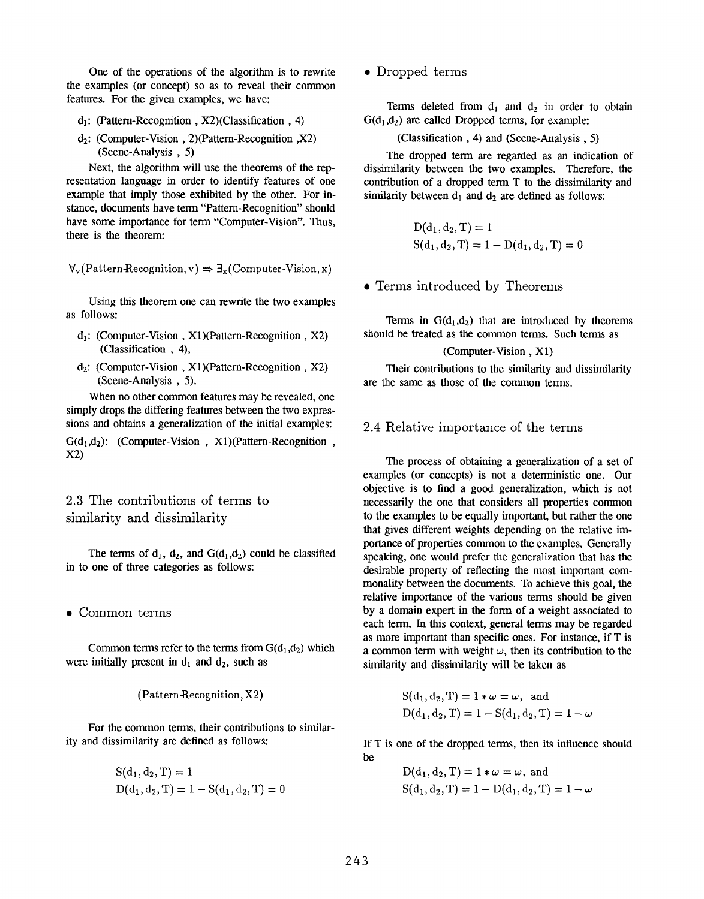One of the operations of the algorithm is to rewrite the examples (or concept) so as to reveal their common features. For the given examples, we have:

$d_1$: (Pattern-Recognition , X2)(Classification , 4)

$d_2$: (Computer-Vision , 2)(Pattern-Recognition ,X2) (Scene-Analysis , 5)

Next, the algorithm will use the theorems of the representation language in order to identify features of one example that imply those exhibited by the other. For instance, documents have term "Pattern-Recognition" should have some importance for term "Computer-Vision". Thus, there is the theorem:

$$\forall_v(\text{Pattern-Recognition}, v) \Rightarrow \exists_x(\text{Computer-Vision}, x)$$

Using this theorem one can rewrite the two examples as follows:

$d_1$: (Computer-Vision , X1)(Pattern-Recognition , X2) (Classification , 4),

$d_2$: (Computer-Vision , X1)(Pattern-Recognition , X2) (Scene-Analysis , 5).

When no other common features may be revealed, one simply drops the differing features between the two expressions and obtains a generalization of the initial examples:

$G(d_1,d_2)$: (Computer-Vision , X1)(Pattern-Recognition , X2)

## 2.3 The contributions of terms to similarity and dissimilarity

The terms of $d_1$, $d_2$, and $G(d_1,d_2)$ could be classified in to one of three categories as follows:

- Common terms

Common terms refer to the terms from $G(d_1,d_2)$ which were initially present in $d_1$ and $d_2$, such as

(Pattern-Recognition, X2)

For the common terms, their contributions to similarity and dissimilarity are defined as follows:

$$S(d_1, d_2, T) = 1$$
$$D(d_1, d_2, T) = 1 - S(d_1, d_2, T) = 0$$

- Dropped terms

Terms deleted from $d_1$ and $d_2$ in order to obtain $G(d_1,d_2)$ are called Dropped terms, for example:

(Classification , 4) and (Scene-Analysis , 5)

The dropped term are regarded as an indication of dissimilarity between the two examples. Therefore, the contribution of a dropped term T to the dissimilarity and similarity between $d_1$ and $d_2$ are defined as follows:

$$D(d_1, d_2, T) = 1$$
$$S(d_1, d_2, T) = 1 - D(d_1, d_2, T) = 0$$

- Terms introduced by Theorems

Terms in $G(d_1,d_2)$ that are introduced by theorems should be treated as the common terms. Such terms as

(Computer-Vision , X1)

Their contributions to the similarity and dissimilarity are the same as those of the common terms.

## 2.4 Relative importance of the terms

The process of obtaining a generalization of a set of examples (or concepts) is not a deterministic one. Our objective is to find a good generalization, which is not necessarily the one that considers all properties common to the examples to be equally important, but rather the one that gives different weights depending on the relative importance of properties common to the examples. Generally speaking, one would prefer the generalization that has the desirable property of reflecting the most important commonality between the documents. To achieve this goal, the relative importance of the various terms should be given by a domain expert in the form of a weight associated to each term. In this context, general terms may be regarded as more important than specific ones. For instance, if T is a common term with weight $\omega$, then its contribution to the similarity and dissimilarity will be taken as

$$S(d_1, d_2, T) = 1 * \omega = \omega, \text{ and}$$
$$D(d_1, d_2, T) = 1 - S(d_1, d_2, T) = 1 - \omega$$

If T is one of the dropped terms, then its influence should be

$$D(d_1, d_2, T) = 1 * \omega = \omega, \text{ and}$$
$$S(d_1, d_2, T) = 1 - D(d_1, d_2, T) = 1 - \omega$$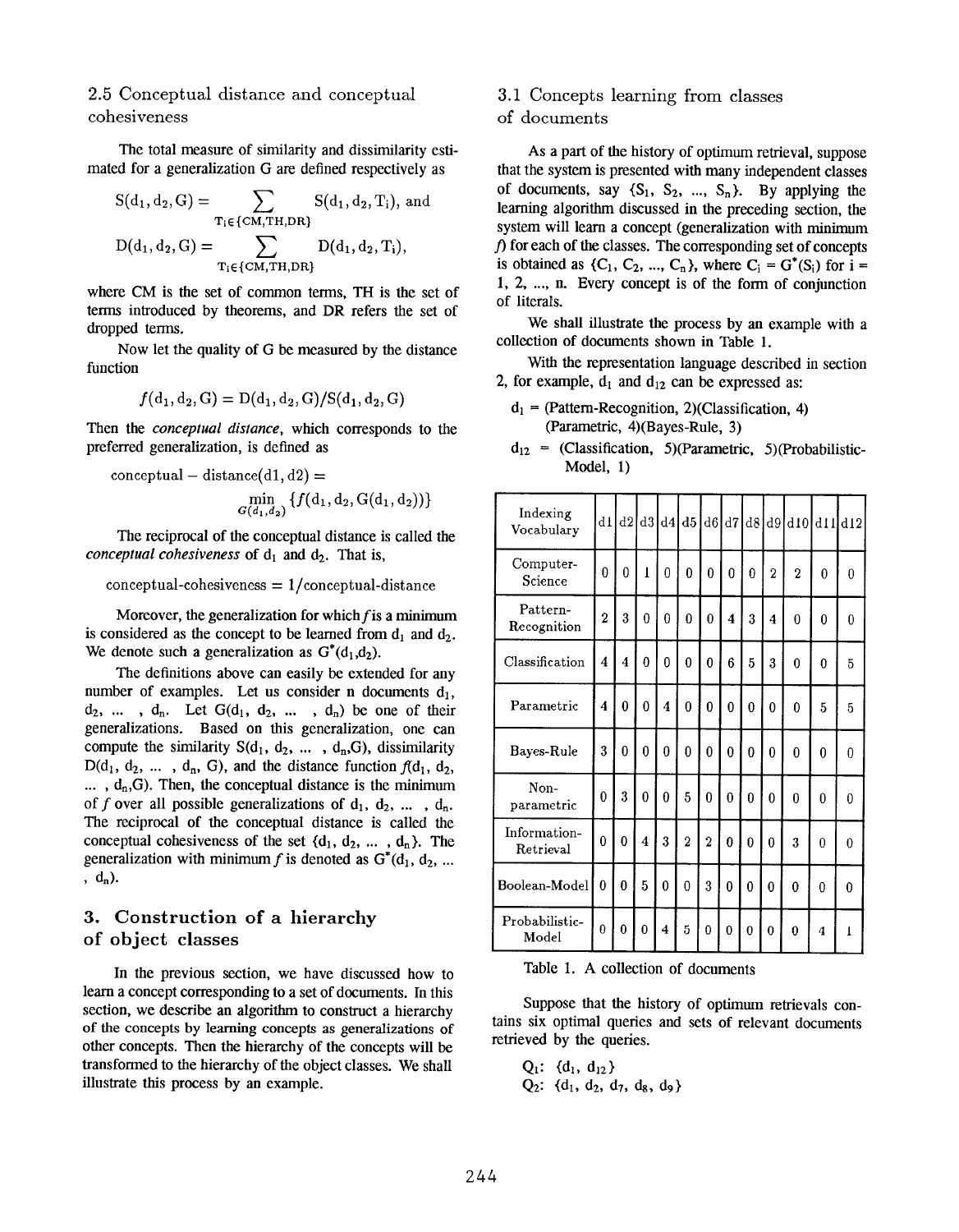### 2.5 Conceptual distance and conceptual cohesiveness

The total measure of similarity and dissimilarity estimated for a generalization G are defined respectively as

$$S(d_1, d_2, G) = \sum_{T_i \in \{CM,TH,DR\}} S(d_1, d_2, T_i), \text{ and}$$

$$D(d_1, d_2, G) = \sum_{T_i \in \{CM,TH,DR\}} D(d_1, d_2, T_i),$$

where CM is the set of common terms, TH is the set of terms introduced by theorems, and DR refers the set of dropped terms.

Now let the quality of G be measured by the distance function

$$f(d_1, d_2, G) = D(d_1, d_2, G)/S(d_1, d_2, G)$$

Then the *conceptual distance*, which corresponds to the preferred generalization, is defined as

$$\text{conceptual} - \text{distance}(d1, d2) = \min_{G(d_1,d_2)} \{f(d_1, d_2, G(d_1, d_2))\}$$

The reciprocal of the conceptual distance is called the *conceptual cohesiveness* of $d_1$ and $d_2$. That is,

$$\text{conceptual-cohesiveness} = 1/\text{conceptual-distance}$$

Moreover, the generalization for which $f$ is a minimum is considered as the concept to be learned from $d_1$ and $d_2$. We denote such a generalization as $G^*(d_1,d_2)$.

The definitions above can easily be extended for any number of examples. Let us consider n documents $d_1$, $d_2$, ... , $d_n$. Let $G(d_1, d_2, \ldots, d_n)$ be one of their generalizations. Based on this generalization, one can compute the similarity $S(d_1, d_2, \ldots, d_n, G)$, dissimilarity $D(d_1, d_2, \ldots, d_n, G)$, and the distance function $f(d_1, d_2, \ldots, d_n, G)$. Then, the conceptual distance is the minimum of $f$ over all possible generalizations of $d_1, d_2, \ldots, d_n$. The reciprocal of the conceptual distance is called the conceptual cohesiveness of the set $\{d_1, d_2, \ldots, d_n\}$. The generalization with minimum $f$ is denoted as $G^*(d_1, d_2, \ldots, d_n)$.

## 3. Construction of a hierarchy of object classes

In the previous section, we have discussed how to learn a concept corresponding to a set of documents. In this section, we describe an algorithm to construct a hierarchy of the concepts by learning concepts as generalizations of other concepts. Then the hierarchy of the concepts will be transformed to the hierarchy of the object classes. We shall illustrate this process by an example.

### 3.1 Concepts learning from classes of documents

As a part of the history of optimum retrieval, suppose that the system is presented with many independent classes of documents, say $\{S_1, S_2, \ldots, S_n\}$. By applying the learning algorithm discussed in the preceding section, the system will learn a concept (generalization with minimum $f$) for each of the classes. The corresponding set of concepts is obtained as $\{C_1, C_2, \ldots, C_n\}$, where $C_i = G^*(S_i)$ for $i = 1, 2, \ldots, n$. Every concept is of the form of conjunction of literals.

We shall illustrate the process by an example with a collection of documents shown in Table 1.

With the representation language described in section 2, for example, $d_1$ and $d_{12}$ can be expressed as:

$d_1$ = (Pattern-Recognition, 2)(Classification, 4)(Parametric, 4)(Bayes-Rule, 3)

$d_{12}$ = (Classification, 5)(Parametric, 5)(Probabilistic-Model, 1)

| Indexing Vocabulary | d1 | d2 | d3 | d4 | d5 | d6 | d7 | d8 | d9 | d10 | d11 | d12 |
|---|---|---|---|---|---|---|---|---|---|---|---|---|
| Computer-Science | 0 | 0 | 1 | 0 | 0 | 0 | 0 | 0 | 2 | 2 | 0 | 0 |
| Pattern-Recognition | 2 | 3 | 0 | 0 | 0 | 0 | 4 | 3 | 4 | 0 | 0 | 0 |
| Classification | 4 | 4 | 0 | 0 | 0 | 0 | 6 | 5 | 3 | 0 | 0 | 5 |
| Parametric | 4 | 0 | 0 | 4 | 0 | 0 | 0 | 0 | 0 | 0 | 5 | 5 |
| Bayes-Rule | 3 | 0 | 0 | 0 | 0 | 0 | 0 | 0 | 0 | 0 | 0 | 0 |
| Non-parametric | 0 | 3 | 0 | 0 | 5 | 0 | 0 | 0 | 0 | 0 | 0 | 0 |
| Information-Retrieval | 0 | 0 | 4 | 3 | 2 | 2 | 0 | 0 | 0 | 3 | 0 | 0 |
| Boolean-Model | 0 | 0 | 5 | 0 | 0 | 3 | 0 | 0 | 0 | 0 | 0 | 0 |
| Probabilistic-Model | 0 | 0 | 0 | 4 | 5 | 0 | 0 | 0 | 0 | 0 | 4 | 1 |

Table 1. A collection of documents

Suppose that the history of optimum retrievals contains six optimal queries and sets of relevant documents retrieved by the queries.

$Q_1$: $\{d_1, d_{12}\}$

$Q_2$: $\{d_1, d_2, d_7, d_8, d_9\}$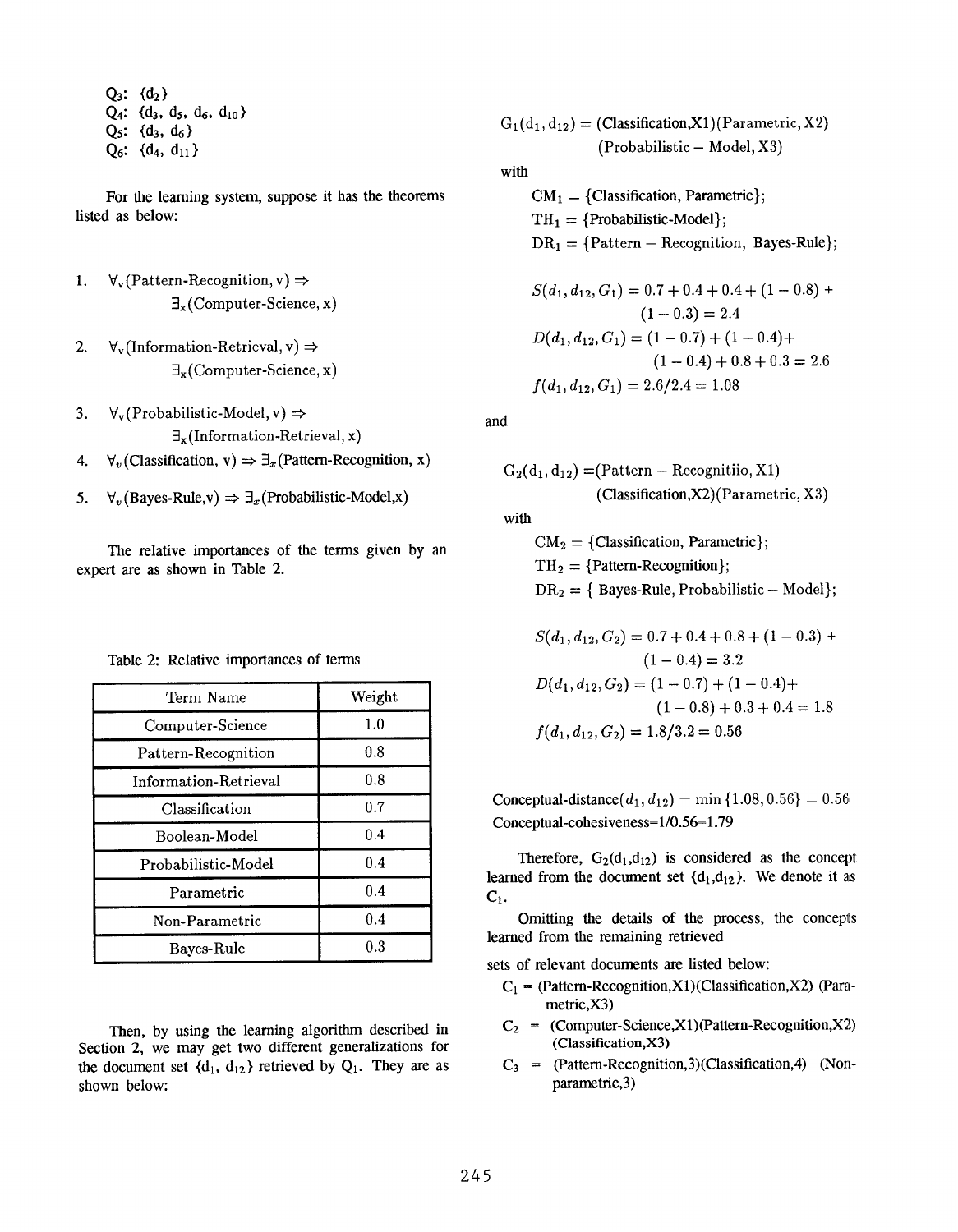$Q_3$: $\{d_2\}$
$Q_4$: $\{d_3, d_5, d_6, d_{10}\}$
$Q_5$: $\{d_3, d_6\}$
$Q_6$: $\{d_4, d_{11}\}$

For the learning system, suppose it has the theorems listed as below:

1. $\forall_v$(Pattern-Recognition, v) $\Rightarrow$ $\exists_x$(Computer-Science, x)

2. $\forall_v$(Information-Retrieval, v) $\Rightarrow$ $\exists_x$(Computer-Science, x)

3. $\forall_v$(Probabilistic-Model, v) $\Rightarrow$ $\exists_x$(Information-Retrieval, x)

4. $\forall_v$(Classification, v) $\Rightarrow$ $\exists_x$(Pattern-Recognition, x)

5. $\forall_v$(Bayes-Rule,v) $\Rightarrow$ $\exists_x$(Probabilistic-Model,x)

The relative importances of the terms given by an expert are as shown in Table 2.

Table 2: Relative importances of terms

| Term Name | Weight |
|---|---|
| Computer-Science | 1.0 |
| Pattern-Recognition | 0.8 |
| Information-Retrieval | 0.8 |
| Classification | 0.7 |
| Boolean-Model | 0.4 |
| Probabilistic-Model | 0.4 |
| Parametric | 0.4 |
| Non-Parametric | 0.4 |
| Bayes-Rule | 0.3 |

Then, by using the learning algorithm described in Section 2, we may get two different generalizations for the document set $\{d_1, d_{12}\}$ retrieved by $Q_1$. They are as shown below:

$G_1(d_1, d_{12})$ = (Classification,X1)(Parametric, X2) (Probabilistic − Model, X3)

with

$CM_1$ = {Classification, Parametric};
$TH_1$ = {Probabilistic-Model};
$DR_1$ = {Pattern − Recognition, Bayes-Rule};

$$S(d_1, d_{12}, G_1) = 0.7 + 0.4 + 0.4 + (1 - 0.8) + (1 - 0.3) = 2.4$$
$$D(d_1, d_{12}, G_1) = (1 - 0.7) + (1 - 0.4) + (1 - 0.4) + 0.8 + 0.3 = 2.6$$
$$f(d_1, d_{12}, G_1) = 2.6/2.4 = 1.08$$

and

$G_2(d_1, d_{12})$ =(Pattern − Recognitiio, X1) (Classification,X2)(Parametric, X3)

with

$CM_2$ = {Classification, Parametric};
$TH_2$ = {Pattern-Recognition};
$DR_2$ = { Bayes-Rule, Probabilistic − Model};

$$S(d_1, d_{12}, G_2) = 0.7 + 0.4 + 0.8 + (1 - 0.3) + (1 - 0.4) = 3.2$$
$$D(d_1, d_{12}, G_2) = (1 - 0.7) + (1 - 0.4) + (1 - 0.8) + 0.3 + 0.4 = 1.8$$
$$f(d_1, d_{12}, G_2) = 1.8/3.2 = 0.56$$

Conceptual-distance$(d_1, d_{12}) = \min\{1.08, 0.56\} = 0.56$
Conceptual-cohesiveness=1/0.56=1.79

Therefore, $G_2(d_1,d_{12})$ is considered as the concept learned from the document set $\{d_1,d_{12}\}$. We denote it as $C_1$.

Omitting the details of the process, the concepts learned from the remaining retrieved sets of relevant documents are listed below:

$C_1$ = (Pattern-Recognition,X1)(Classification,X2) (Parametric,X3)
$C_2$ = (Computer-Science,X1)(Pattern-Recognition,X2) (Classification,X3)
$C_3$ = (Pattern-Recognition,3)(Classification,4) (Non-parametric,3)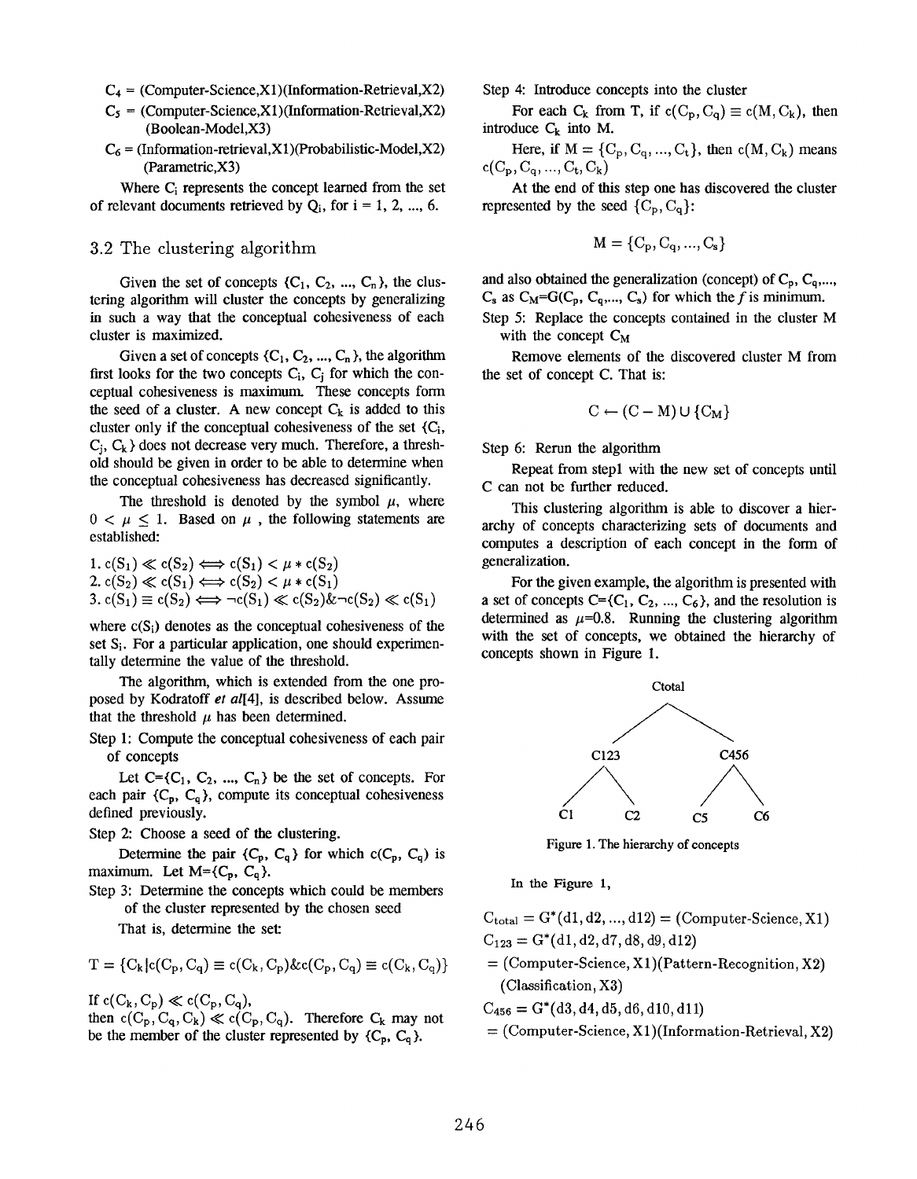$C_4$ = (Computer-Science,X1)(Information-Retrieval,X2)

$C_5$ = (Computer-Science,X1)(Information-Retrieval,X2)(Boolean-Model,X3)

$C_6$ = (Information-retrieval,X1)(Probabilistic-Model,X2)(Parametric,X3)

Where $C_i$ represents the concept learned from the set of relevant documents retrieved by $Q_i$, for i = 1, 2, ..., 6.

## 3.2 The clustering algorithm

Given the set of concepts $\{C_1, C_2, ..., C_n\}$, the clustering algorithm will cluster the concepts by generalizing in such a way that the conceptual cohesiveness of each cluster is maximized.

Given a set of concepts $\{C_1, C_2, ..., C_n\}$, the algorithm first looks for the two concepts $C_i$, $C_j$ for which the conceptual cohesiveness is maximum. These concepts form the seed of a cluster. A new concept $C_k$ is added to this cluster only if the conceptual cohesiveness of the set $\{C_i, C_j, C_k\}$ does not decrease very much. Therefore, a threshold should be given in order to be able to determine when the conceptual cohesiveness has decreased significantly.

The threshold is denoted by the symbol $\mu$, where $0 < \mu \leq 1$. Based on $\mu$, the following statements are established:

1. $c(S_1) \ll c(S_2) \Longleftrightarrow c(S_1) < \mu * c(S_2)$
2. $c(S_2) \ll c(S_1) \Longleftrightarrow c(S_2) < \mu * c(S_1)$
3. $c(S_1) \equiv c(S_2) \Longleftrightarrow \neg c(S_1) \ll c(S_2) \& \neg c(S_2) \ll c(S_1)$

where $c(S_i)$ denotes as the conceptual cohesiveness of the set $S_i$. For a particular application, one should experimentally determine the value of the threshold.

The algorithm, which is extended from the one proposed by Kodratoff *et al*[4], is described below. Assume that the threshold $\mu$ has been determined.

Step 1: Compute the conceptual cohesiveness of each pair of concepts

Let $C=\{C_1, C_2, ..., C_n\}$ be the set of concepts. For each pair $\{C_p, C_q\}$, compute its conceptual cohesiveness defined previously.

Step 2: Choose a seed of the clustering.

Determine the pair $\{C_p, C_q\}$ for which $c(C_p, C_q)$ is maximum. Let $M=\{C_p, C_q\}$.

Step 3: Determine the concepts which could be members of the cluster represented by the chosen seed

That is, determine the set:

$$T = \{C_k | c(C_p, C_q) \equiv c(C_k, C_p) \& c(C_p, C_q) \equiv c(C_k, C_q)\}$$

If $c(C_k, C_p) \ll c(C_p, C_q)$, then $c(C_p, C_q, C_k) \ll c(C_p, C_q)$. Therefore $C_k$ may not be the member of the cluster represented by $\{C_p, C_q\}$.

Step 4: Introduce concepts into the cluster

For each $C_k$ from T, if $c(C_p, C_q) \equiv c(M, C_k)$, then introduce $C_k$ into M.

Here, if $M = \{C_p, C_q, ..., C_t\}$, then $c(M, C_k)$ means $c(C_p, C_q, ..., C_t, C_k)$

At the end of this step one has discovered the cluster represented by the seed $\{C_p, C_q\}$:

$$M = \{C_p, C_q, ..., C_s\}$$

and also obtained the generalization (concept) of $C_p$, $C_q$,..., $C_s$ as $C_M=G(C_p, C_q,..., C_s)$ for which the $f$ is minimum.

Step 5: Replace the concepts contained in the cluster M with the concept $C_M$

Remove elements of the discovered cluster M from the set of concept C. That is:

$$C \leftarrow (C - M) \cup \{C_M\}$$

Step 6: Rerun the algorithm

Repeat from step1 with the new set of concepts until C can not be further reduced.

This clustering algorithm is able to discover a hierarchy of concepts characterizing sets of documents and computes a description of each concept in the form of generalization.

For the given example, the algorithm is presented with a set of concepts $C=\{C_1, C_2, ..., C_6\}$, and the resolution is determined as $\mu$=0.8. Running the clustering algorithm with the set of concepts, we obtained the hierarchy of concepts shown in Figure 1.

```
            Ctotal
           /      \
       C123        C456
       /  \        /  \
     C1    C2    C5    C6
```

Figure 1. The hierarchy of concepts

In the Figure 1,

$C_{total} = G^*(d1, d2, ..., d12) = $ (Computer-Science, X1)

$C_{123} = G^*(d1, d2, d7, d8, d9, d12)$
= (Computer-Science, X1)(Pattern-Recognition, X2)(Classification, X3)

$C_{456} = G^*(d3, d4, d5, d6, d10, d11)$
= (Computer-Science, X1)(Information-Retrieval, X2)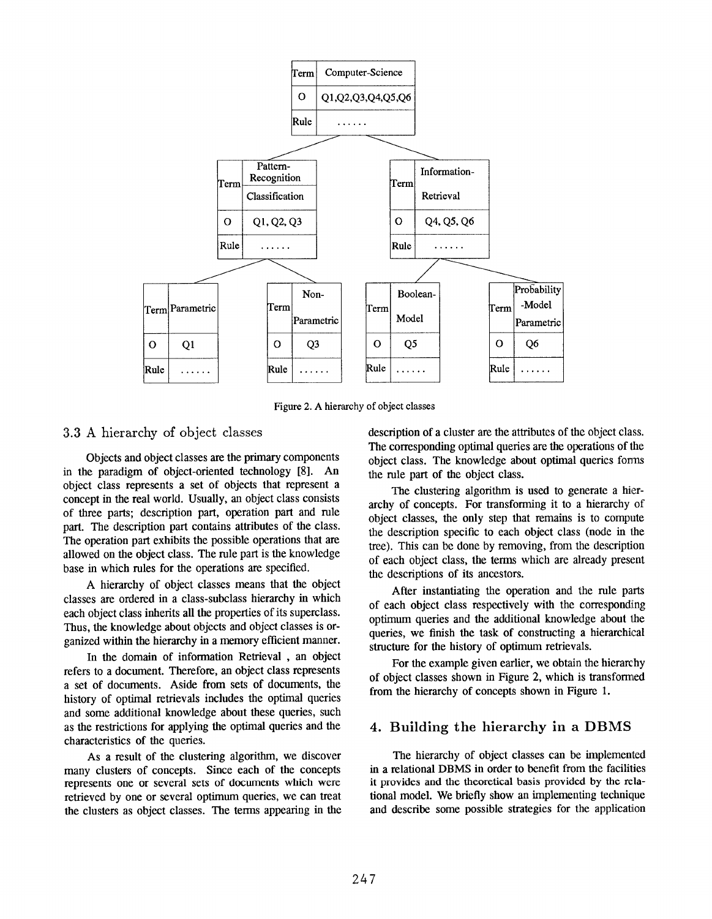| Term | Computer-Science |
| --- | --- |
| O | Q1,Q2,Q3,Q4,Q5,Q6 |
| Rule | ...... |

| Term | Pattern-Recognition Classification |
| --- | --- |
| O | Q1, Q2, Q3 |
| Rule | ...... |

| Term | Information-Retrieval |
| --- | --- |
| O | Q4, Q5, Q6 |
| Rule | ...... |

| Term | Parametric |
| --- | --- |
| O | Q1 |
| Rule | ...... |

| Term | Non-Parametric |
| --- | --- |
| O | Q3 |
| Rule | ...... |

| Term | Boolean-Model |
| --- | --- |
| O | Q5 |
| Rule | ...... |

| Term | Probability-Model Parametric |
| --- | --- |
| O | Q6 |
| Rule | ...... |

Figure 2. A hierarchy of object classes

### 3.3 A hierarchy of object classes

Objects and object classes are the primary components in the paradigm of object-oriented technology [8]. An object class represents a set of objects that represent a concept in the real world. Usually, an object class consists of three parts; description part, operation part and rule part. The description part contains attributes of the class. The operation part exhibits the possible operations that are allowed on the object class. The rule part is the knowledge base in which rules for the operations are specified.

A hierarchy of object classes means that the object classes are ordered in a class-subclass hierarchy in which each object class inherits all the properties of its superclass. Thus, the knowledge about objects and object classes is organized within the hierarchy in a memory efficient manner.

In the domain of information Retrieval , an object refers to a document. Therefore, an object class represents a set of documents. Aside from sets of documents, the history of optimal retrievals includes the optimal queries and some additional knowledge about these queries, such as the restrictions for applying the optimal queries and the characteristics of the queries.

As a result of the clustering algorithm, we discover many clusters of concepts. Since each of the concepts represents one or several sets of documents which were retrieved by one or several optimum queries, we can treat the clusters as object classes. The terms appearing in the description of a cluster are the attributes of the object class. The corresponding optimal queries are the operations of the object class. The knowledge about optimal queries forms the rule part of the object class.

The clustering algorithm is used to generate a hierarchy of concepts. For transforming it to a hierarchy of object classes, the only step that remains is to compute the description specific to each object class (node in the tree). This can be done by removing, from the description of each object class, the terms which are already present the descriptions of its ancestors.

After instantiating the operation and the rule parts of each object class respectively with the corresponding optimum queries and the additional knowledge about the queries, we finish the task of constructing a hierarchical structure for the history of optimum retrievals.

For the example given earlier, we obtain the hierarchy of object classes shown in Figure 2, which is transformed from the hierarchy of concepts shown in Figure 1.

## 4. Building the hierarchy in a DBMS

The hierarchy of object classes can be implemented in a relational DBMS in order to benefit from the facilities it provides and the theoretical basis provided by the relational model. We briefly show an implementing technique and describe some possible strategies for the application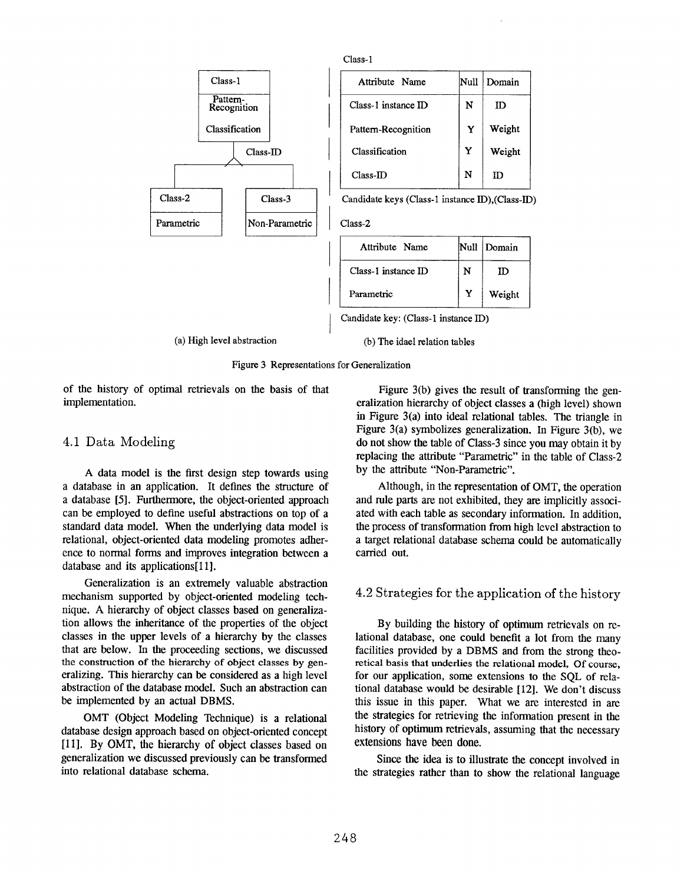Class-1

| Attribute Name | Null | Domain |
|---|---|---|
| Class-1 instance ID | N | ID |
| Pattern-Recognition | Y | Weight |
| Classification | Y | Weight |
| Class-ID | N | ID |

Candidate keys (Class-1 instance ID),(Class-ID)

Class-2

| Attribute Name | Null | Domain |
|---|---|---|
| Class-1 instance ID | N | ID |
| Parametric | Y | Weight |

Candidate key: (Class-1 instance ID)

(a) High level abstraction

(b) The idael relation tables

Figure 3 Representations for Generalization

of the history of optimal retrievals on the basis of that implementation.

## 4.1 Data Modeling

A data model is the first design step towards using a database in an application. It defines the structure of a database [5]. Furthermore, the object-oriented approach can be employed to define useful abstractions on top of a standard data model. When the underlying data model is relational, object-oriented data modeling promotes adherence to normal forms and improves integration between a database and its applications[11].

Generalization is an extremely valuable abstraction mechanism supported by object-oriented modeling technique. A hierarchy of object classes based on generalization allows the inheritance of the properties of the object classes in the upper levels of a hierarchy by the classes that are below. In the proceeding sections, we discussed the construction of the hierarchy of object classes by generalizing. This hierarchy can be considered as a high level abstraction of the database model. Such an abstraction can be implemented by an actual DBMS.

OMT (Object Modeling Technique) is a relational database design approach based on object-oriented concept [11]. By OMT, the hierarchy of object classes based on generalization we discussed previously can be transformed into relational database schema.

Figure 3(b) gives the result of transforming the generalization hierarchy of object classes a (high level) shown in Figure 3(a) into ideal relational tables. The triangle in Figure 3(a) symbolizes generalization. In Figure 3(b), we do not show the table of Class-3 since you may obtain it by replacing the attribute "Parametric" in the table of Class-2 by the attribute "Non-Parametric".

Although, in the representation of OMT, the operation and rule parts are not exhibited, they are implicitly associated with each table as secondary information. In addition, the process of transformation from high level abstraction to a target relational database schema could be automatically carried out.

## 4.2 Strategies for the application of the history

By building the history of optimum retrievals on relational database, one could benefit a lot from the many facilities provided by a DBMS and from the strong theoretical basis that underlies the relational model. Of course, for our application, some extensions to the SQL of relational database would be desirable [12]. We don't discuss this issue in this paper. What we are interested in are the strategies for retrieving the information present in the history of optimum retrievals, assuming that the necessary extensions have been done.

Since the idea is to illustrate the concept involved in the strategies rather than to show the relational language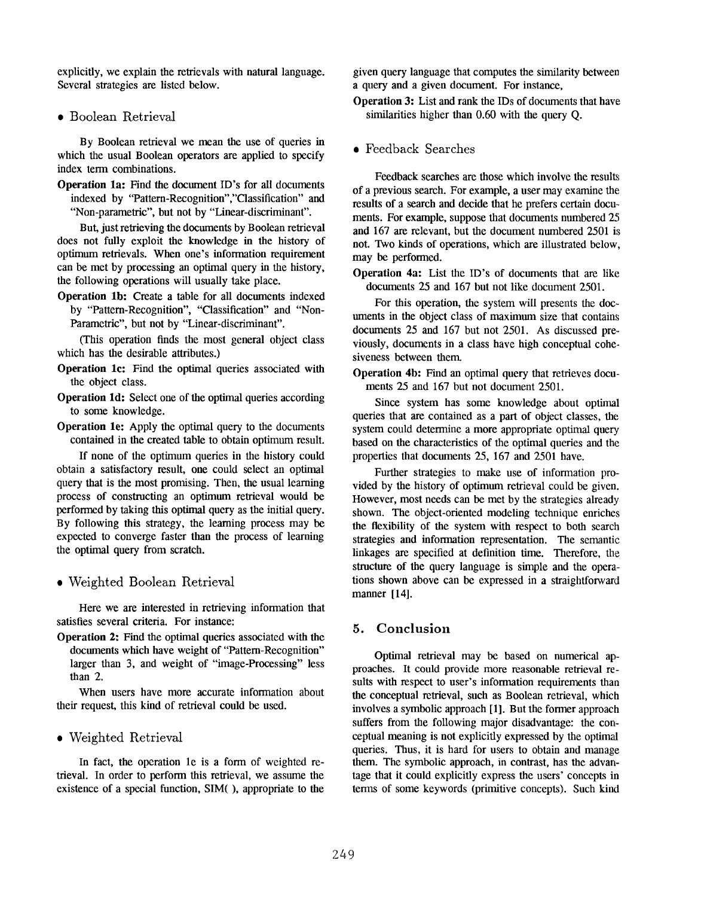explicitly, we explain the retrievals with natural language. Several strategies are listed below.

- Boolean Retrieval

By Boolean retrieval we mean the use of queries in which the usual Boolean operators are applied to specify index term combinations.

**Operation 1a:** Find the document ID's for all documents indexed by "Pattern-Recognition","Classification" and "Non-parametric", but not by "Linear-discriminant".

But, just retrieving the documents by Boolean retrieval does not fully exploit the knowledge in the history of optimum retrievals. When one's information requirement can be met by processing an optimal query in the history, the following operations will usually take place.

**Operation 1b:** Create a table for all documents indexed by "Pattern-Recognition", "Classification" and "Non-Parametric", but not by "Linear-discriminant".

(This operation finds the most general object class which has the desirable attributes.)

**Operation 1c:** Find the optimal queries associated with the object class.

**Operation 1d:** Select one of the optimal queries according to some knowledge.

**Operation 1e:** Apply the optimal query to the documents contained in the created table to obtain optimum result.

If none of the optimum queries in the history could obtain a satisfactory result, one could select an optimal query that is the most promising. Then, the usual learning process of constructing an optimum retrieval would be performed by taking this optimal query as the initial query. By following this strategy, the learning process may be expected to converge faster than the process of learning the optimal query from scratch.

- Weighted Boolean Retrieval

Here we are interested in retrieving information that satisfies several criteria. For instance:

**Operation 2:** Find the optimal queries associated with the documents which have weight of "Pattern-Recognition" larger than 3, and weight of "image-Processing" less than 2.

When users have more accurate information about their request, this kind of retrieval could be used.

- Weighted Retrieval

In fact, the operation 1e is a form of weighted retrieval. In order to perform this retrieval, we assume the existence of a special function, SIM( ), appropriate to the given query language that computes the similarity between a query and a given document. For instance,

**Operation 3:** List and rank the IDs of documents that have similarities higher than 0.60 with the query Q.

- Feedback Searches

Feedback searches are those which involve the results of a previous search. For example, a user may examine the results of a search and decide that he prefers certain documents. For example, suppose that documents numbered 25 and 167 are relevant, but the document numbered 2501 is not. Two kinds of operations, which are illustrated below, may be performed.

**Operation 4a:** List the ID's of documents that are like documents 25 and 167 but not like document 2501.

For this operation, the system will presents the documents in the object class of maximum size that contains documents 25 and 167 but not 2501. As discussed previously, documents in a class have high conceptual cohesiveness between them.

**Operation 4b:** Find an optimal query that retrieves documents 25 and 167 but not document 2501.

Since system has some knowledge about optimal queries that are contained as a part of object classes, the system could determine a more appropriate optimal query based on the characteristics of the optimal queries and the properties that documents 25, 167 and 2501 have.

Further strategies to make use of information provided by the history of optimum retrieval could be given. However, most needs can be met by the strategies already shown. The object-oriented modeling technique enriches the flexibility of the system with respect to both search strategies and information representation. The semantic linkages are specified at definition time. Therefore, the structure of the query language is simple and the operations shown above can be expressed in a straightforward manner [14].

## 5. Conclusion

Optimal retrieval may be based on numerical approaches. It could provide more reasonable retrieval results with respect to user's information requirements than the conceptual retrieval, such as Boolean retrieval, which involves a symbolic approach [1]. But the former approach suffers from the following major disadvantage: the conceptual meaning is not explicitly expressed by the optimal queries. Thus, it is hard for users to obtain and manage them. The symbolic approach, in contrast, has the advantage that it could explicitly express the users' concepts in terms of some keywords (primitive concepts). Such kind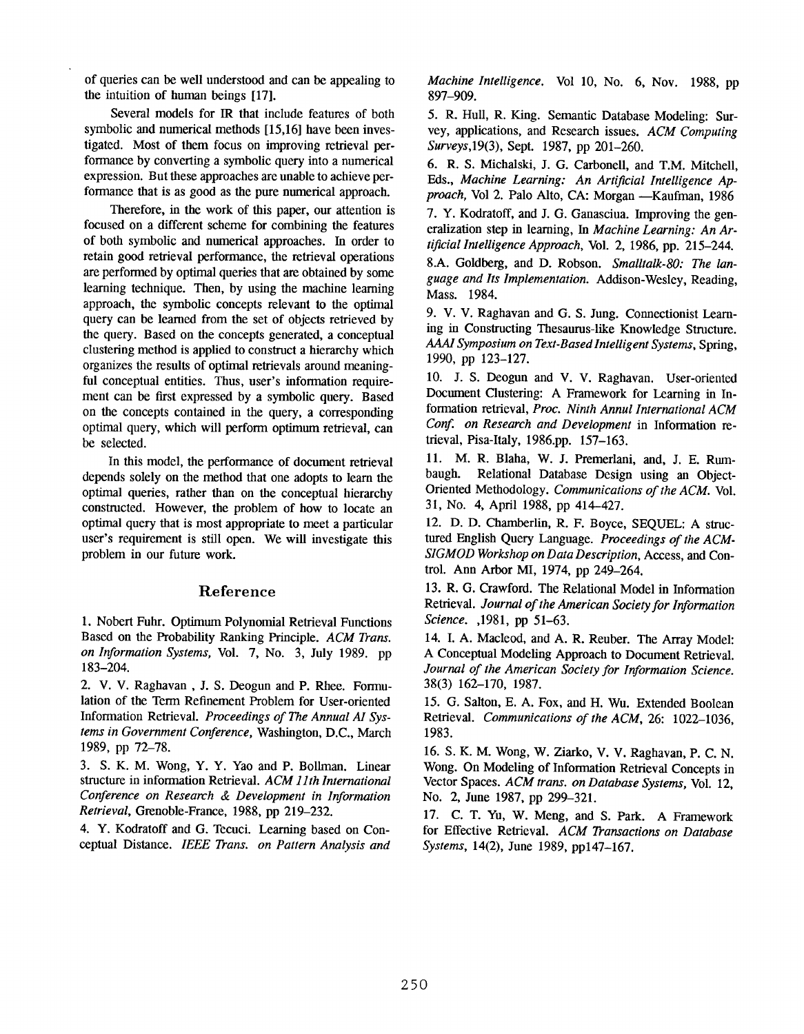of queries can be well understood and can be appealing to the intuition of human beings [17].

Several models for IR that include features of both symbolic and numerical methods [15,16] have been investigated. Most of them focus on improving retrieval performance by converting a symbolic query into a numerical expression. But these approaches are unable to achieve performance that is as good as the pure numerical approach.

Therefore, in the work of this paper, our attention is focused on a different scheme for combining the features of both symbolic and numerical approaches. In order to retain good retrieval performance, the retrieval operations are performed by optimal queries that are obtained by some learning technique. Then, by using the machine learning approach, the symbolic concepts relevant to the optimal query can be learned from the set of objects retrieved by the query. Based on the concepts generated, a conceptual clustering method is applied to construct a hierarchy which organizes the results of optimal retrievals around meaningful conceptual entities. Thus, user's information requirement can be first expressed by a symbolic query. Based on the concepts contained in the query, a corresponding optimal query, which will perform optimum retrieval, can be selected.

In this model, the performance of document retrieval depends solely on the method that one adopts to learn the optimal queries, rather than on the conceptual hierarchy constructed. However, the problem of how to locate an optimal query that is most appropriate to meet a particular user's requirement is still open. We will investigate this problem in our future work.

## Reference

1. Nobert Fuhr. Optimum Polynomial Retrieval Functions Based on the Probability Ranking Principle. *ACM Trans. on Information Systems,* Vol. 7, No. 3, July 1989. pp 183–204.

2. V. V. Raghavan , J. S. Deogun and P. Rhee. Formulation of the Term Refinement Problem for User-oriented Information Retrieval. *Proceedings of The Annual AI Systems in Government Conference,* Washington, D.C., March 1989, pp 72–78.

3. S. K. M. Wong, Y. Y. Yao and P. Bollman. Linear structure in information Retrieval. *ACM 11th International Conference on Research & Development in Information Retrieval,* Grenoble-France, 1988, pp 219–232.

4. Y. Kodratoff and G. Tecuci. Learning based on Conceptual Distance. *IEEE Trans. on Pattern Analysis and Machine Intelligence.* Vol 10, No. 6, Nov. 1988, pp 897–909.

5. R. Hull, R. King. Semantic Database Modeling: Survey, applications, and Research issues. *ACM Computing Surveys,*19(3), Sept. 1987, pp 201–260.

6. R. S. Michalski, J. G. Carbonell, and T.M. Mitchell, Eds., *Machine Learning: An Artificial Intelligence Approach,* Vol 2. Palo Alto, CA: Morgan —Kaufman, 1986

7. Y. Kodratoff, and J. G. Ganasciua. Improving the generalization step in learning, In *Machine Learning: An Artificial Intelligence Approach,* Vol. 2, 1986, pp. 215–244.

8.A. Goldberg, and D. Robson. *Smalltalk-80: The language and Its Implementation.* Addison-Wesley, Reading, Mass. 1984.

9. V. V. Raghavan and G. S. Jung. Connectionist Learning in Constructing Thesaurus-like Knowledge Structure. *AAAI Symposium on Text-Based Intelligent Systems,* Spring, 1990, pp 123–127.

10. J. S. Deogun and V. V. Raghavan. User-oriented Document Clustering: A Framework for Learning in Information retrieval, *Proc. Ninth Annul International ACM Conf. on Research and Development* in Information retrieval, Pisa-Italy, 1986.pp. 157–163.

11. M. R. Blaha, W. J. Premerlani, and, J. E. Rumbaugh. Relational Database Design using an Object-Oriented Methodology. *Communications of the ACM.* Vol. 31, No. 4, April 1988, pp 414–427.

12. D. D. Chamberlin, R. F. Boyce, SEQUEL: A structured English Query Language. *Proceedings of the ACM-SIGMOD Workshop on Data Description,* Access, and Control. Ann Arbor MI, 1974, pp 249–264.

13. R. G. Crawford. The Relational Model in Information Retrieval. *Journal of the American Society for Information Science.* ,1981, pp 51–63.

14. I. A. Macleod, and A. R. Reuber. The Array Model: A Conceptual Modeling Approach to Document Retrieval. *Journal of the American Society for Information Science.* 38(3) 162–170, 1987.

15. G. Salton, E. A. Fox, and H. Wu. Extended Boolean Retrieval. *Communications of the ACM,* 26: 1022–1036, 1983.

16. S. K. M. Wong, W. Ziarko, V. V. Raghavan, P. C. N. Wong. On Modeling of Information Retrieval Concepts in Vector Spaces. *ACM trans. on Database Systems,* Vol. 12, No. 2, June 1987, pp 299–321.

17. C. T. Yu, W. Meng, and S. Park. A Framework for Effective Retrieval. *ACM Transactions on Database Systems,* 14(2), June 1989, pp147–167.